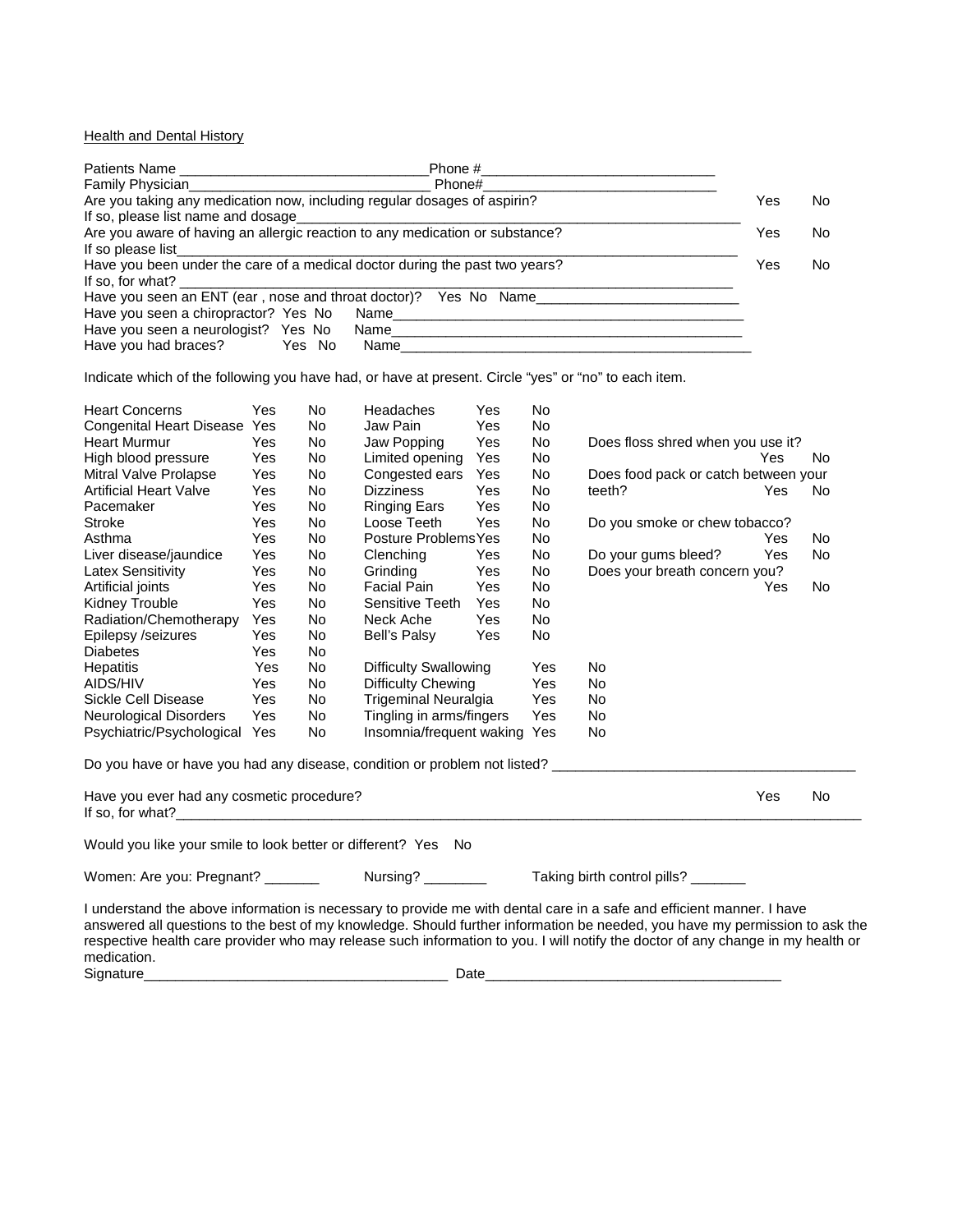Health and Dental History

Patients Name ________________________________ Phone #______________________________

Family Physician_______________________________ Phone#______________________________

Are you taking any medication now, including regular dosages of aspirin? Yes No

If so, please list name and dosage_______________________________________________________________

Are you aware of having an allergic reaction to any medication or substance? Yes No

If so please list_______________________________________________________________________________

Have you been under the care of a medical doctor during the past two years? Yes No

If so, for what? ______________________________________________________________________________

Have you seen an ENT (ear , nose and throat doctor)? Yes No Name__________________________

Have you seen a chiropractor? Yes No Name_______________________________________________

Have you seen a neurologist? Yes No Name_______________________________________________

Have you had braces? Yes No Name_______________________________________________

Indicate which of the following you have had, or have at present. Circle "yes" or "no" to each item.

| | | | | | | | | |
|---|---|---|---|---|---|---|---|---|
| Heart Concerns | Yes | No | Headaches | Yes | No | | | |
| Congenital Heart Disease | Yes | No | Jaw Pain | Yes | No | | | |
| Heart Murmur | Yes | No | Jaw Popping | Yes | No | Does floss shred when you use it? | Yes | No |
| High blood pressure | Yes | No | Limited opening | Yes | No | | | |
| Mitral Valve Prolapse | Yes | No | Congested ears | Yes | No | Does food pack or catch between your teeth? | Yes | No |
| Artificial Heart Valve | Yes | No | Dizziness | Yes | No | | | |
| Pacemaker | Yes | No | Ringing Ears | Yes | No | | | |
| Stroke | Yes | No | Loose Teeth | Yes | No | Do you smoke or chew tobacco? | Yes | No |
| Asthma | Yes | No | Posture Problems | Yes | No | | | |
| Liver disease/jaundice | Yes | No | Clenching | Yes | No | Do your gums bleed? | Yes | No |
| Latex Sensitivity | Yes | No | Grinding | Yes | No | Does your breath concern you? | Yes | No |
| Artificial joints | Yes | No | Facial Pain | Yes | No | | | |
| Kidney Trouble | Yes | No | Sensitive Teeth | Yes | No | | | |
| Radiation/Chemotherapy | Yes | No | Neck Ache | Yes | No | | | |
| Epilepsy /seizures | Yes | No | Bell's Palsy | Yes | No | | | |
| Diabetes | Yes | No | | | | | | |
| Hepatitis | Yes | No | Difficulty Swallowing | Yes | No | | | |
| AIDS/HIV | Yes | No | Difficulty Chewing | Yes | No | | | |
| Sickle Cell Disease | Yes | No | Trigeminal Neuralgia | Yes | No | | | |
| Neurological Disorders | Yes | No | Tingling in arms/fingers | Yes | No | | | |
| Psychiatric/Psychological | Yes | No | Insomnia/frequent waking | Yes | No | | | |

Do you have or have you had any disease, condition or problem not listed? ________________________________________

Have you ever had any cosmetic procedure? Yes No

If so, for what?_______________________________________________________________________________________________

Would you like your smile to look better or different? Yes No

Women: Are you: Pregnant? _______ Nursing? ________ Taking birth control pills? _______

I understand the above information is necessary to provide me with dental care in a safe and efficient manner. I have answered all questions to the best of my knowledge. Should further information be needed, you have my permission to ask the respective health care provider who may release such information to you. I will notify the doctor of any change in my health or medication.

Signature________________________________________ Date_______________________________________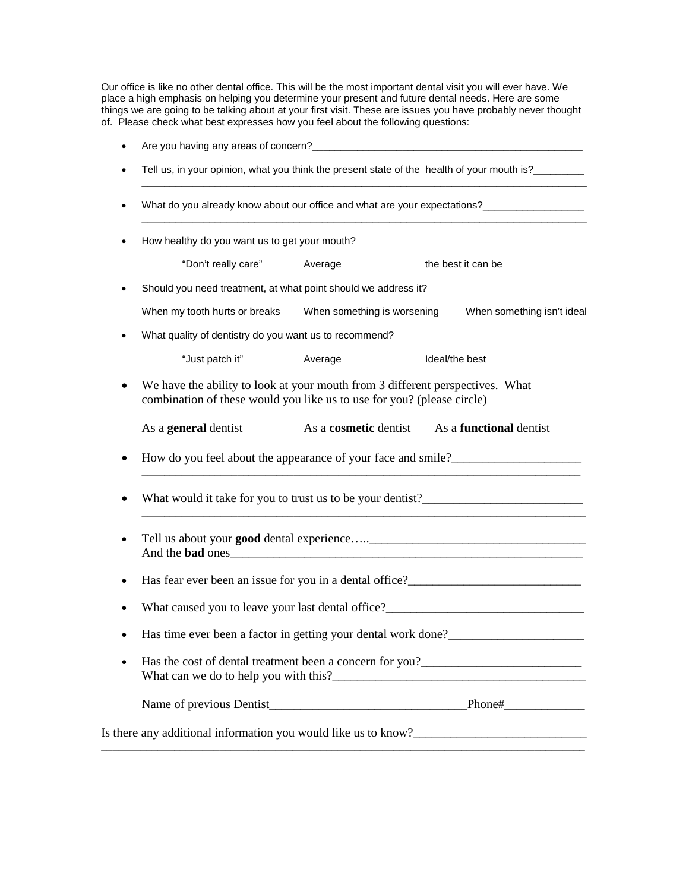Our office is like no other dental office. This will be the most important dental visit you will ever have. We place a high emphasis on helping you determine your present and future dental needs. Here are some things we are going to be talking about at your first visit. These are issues you have probably never thought of. Please check what best expresses how you feel about the following questions:

- Are you having any areas of concern?_______________________________________________

- Tell us, in your opinion, what you think the present state of the health of your mouth is?_________
  ___________________________________________________________________________

- What do you already know about our office and what are your expectations?_________________
  ___________________________________________________________________________

- How healthy do you want us to get your mouth?

  "Don't really care"     Average     the best it can be

- Should you need treatment, at what point should we address it?

  When my tooth hurts or breaks     When something is worsening     When something isn't ideal

- What quality of dentistry do you want us to recommend?

  "Just patch it"     Average     Ideal/the best

- We have the ability to look at your mouth from 3 different perspectives. What combination of these would you like us to use for you? (please circle)

  As a **general** dentist     As a **cosmetic** dentist     As a **functional** dentist

- How do you feel about the appearance of your face and smile?_____________________
  ___________________________________________________________________________

- What would it take for you to trust us to be your dentist?__________________________
  ___________________________________________________________________________

- Tell us about your **good** dental experience…..___________________________________
  And the **bad** ones__________________________________________________________

- Has fear ever been an issue for you in a dental office?____________________________

- What caused you to leave your last dental office?________________________________

- Has time ever been a factor in getting your dental work done?______________________

- Has the cost of dental treatment been a concern for you?_________________________
  What can we do to help you with this?_________________________________________

  Name of previous Dentist________________________________Phone#_____________

Is there any additional information you would like us to know?___________________________
___________________________________________________________________________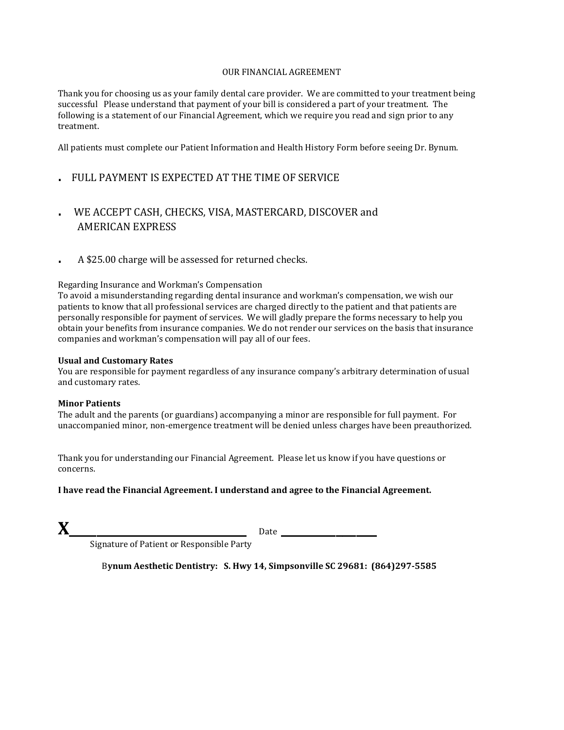# OUR FINANCIAL AGREEMENT

Thank you for choosing us as your family dental care provider. We are committed to your treatment being successful Please understand that payment of your bill is considered a part of your treatment. The following is a statement of our Financial Agreement, which we require you read and sign prior to any treatment.

All patients must complete our Patient Information and Health History Form before seeing Dr. Bynum.

- FULL PAYMENT IS EXPECTED AT THE TIME OF SERVICE
- WE ACCEPT CASH, CHECKS, VISA, MASTERCARD, DISCOVER and AMERICAN EXPRESS
- A $25.00 charge will be assessed for returned checks.

Regarding Insurance and Workman's Compensation
To avoid a misunderstanding regarding dental insurance and workman's compensation, we wish our patients to know that all professional services are charged directly to the patient and that patients are personally responsible for payment of services. We will gladly prepare the forms necessary to help you obtain your benefits from insurance companies. We do not render our services on the basis that insurance companies and workman's compensation will pay all of our fees.

**Usual and Customary Rates**
You are responsible for payment regardless of any insurance company's arbitrary determination of usual and customary rates.

**Minor Patients**
The adult and the parents (or guardians) accompanying a minor are responsible for full payment. For unaccompanied minor, non-emergence treatment will be denied unless charges have been preauthorized.

Thank you for understanding our Financial Agreement. Please let us know if you have questions or concerns.

**I have read the Financial Agreement. I understand and agree to the Financial Agreement.**

**X**\_\_\_\_\_\_\_\_\_\_\_\_\_\_\_\_\_\_\_\_\_\_\_\_\_\_\_\_\_\_\_\_\_\_ Date \_\_\_\_\_\_\_\_\_\_\_\_\_\_\_\_\_\_\_\_
Signature of Patient or Responsible Party

**Bynum Aesthetic Dentistry: S. Hwy 14, Simpsonville SC 29681: (864)297-5585**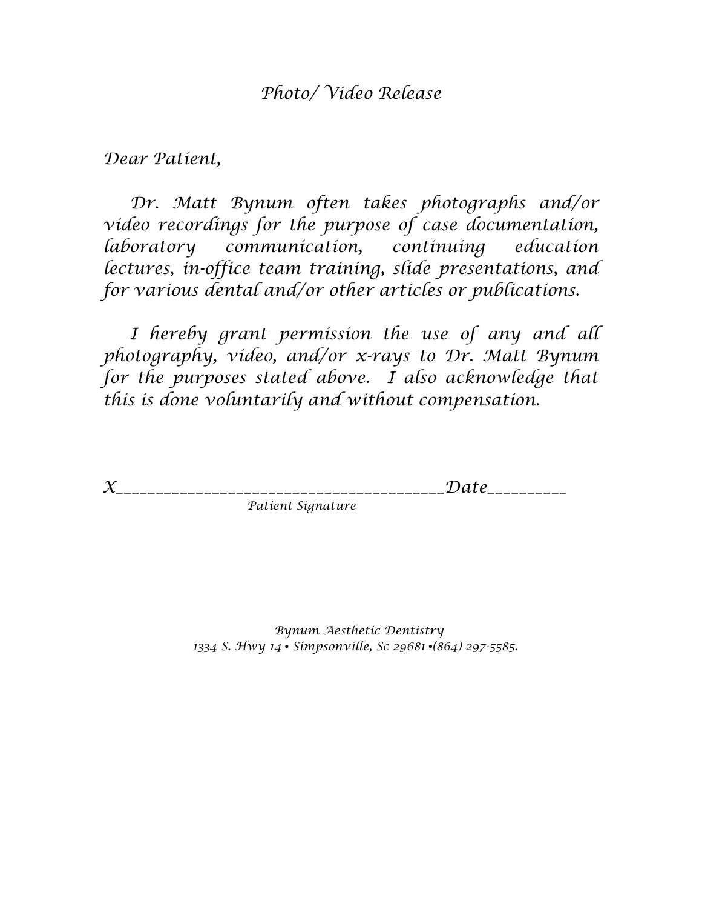# *Photo/ Video Release*

*Dear Patient,*

*Dr. Matt Bynum often takes photographs and/or video recordings for the purpose of case documentation, laboratory communication, continuing education lectures, in-office team training, slide presentations, and for various dental and/or other articles or publications.*

*I hereby grant permission the use of any and all photography, video, and/or x-rays to Dr. Matt Bynum for the purposes stated above. I also acknowledge that this is done voluntarily and without compensation.*

*X______________________________________Date_________*

*Patient Signature*

*Bynum Aesthetic Dentistry*
*1334 S. Hwy 14 • Simpsonville, Sc 29681 •(864) 297-5585.*